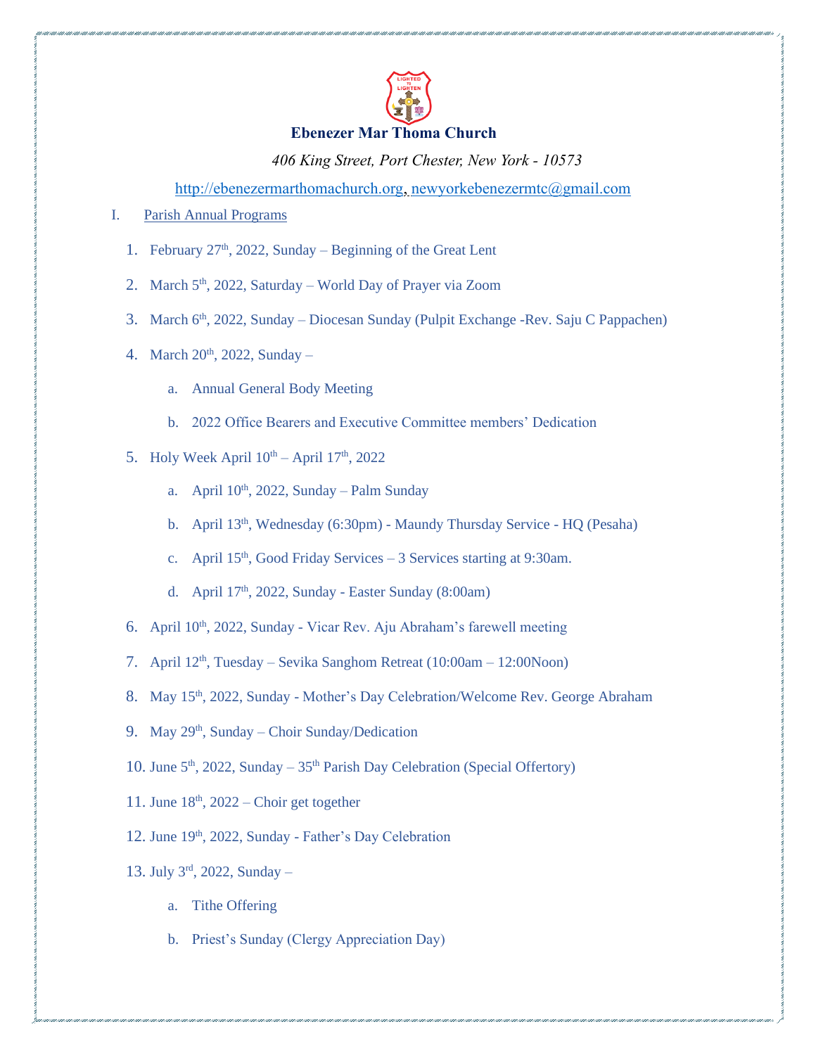**Ebenezer Mar Thoma Church**

*406 King Street, Port Chester, New York - 10573*

http://ebenezermarthomachurch.org, newyorkebenezermtc@gmail.com

I. Parish Annual Programs

1. February 27th, 2022, Sunday – Beginning of the Great Lent
2. March 5th, 2022, Saturday – World Day of Prayer via Zoom
3. March 6th, 2022, Sunday – Diocesan Sunday (Pulpit Exchange -Rev. Saju C Pappachen)
4. March 20th, 2022, Sunday –
   a. Annual General Body Meeting
   b. 2022 Office Bearers and Executive Committee members' Dedication
5. Holy Week April 10th – April 17th, 2022
   a. April 10th, 2022, Sunday – Palm Sunday
   b. April 13th, Wednesday (6:30pm) - Maundy Thursday Service - HQ (Pesaha)
   c. April 15th, Good Friday Services – 3 Services starting at 9:30am.
   d. April 17th, 2022, Sunday - Easter Sunday (8:00am)
6. April 10th, 2022, Sunday - Vicar Rev. Aju Abraham's farewell meeting
7. April 12th, Tuesday – Sevika Sanghom Retreat (10:00am – 12:00Noon)
8. May 15th, 2022, Sunday - Mother's Day Celebration/Welcome Rev. George Abraham
9. May 29th, Sunday – Choir Sunday/Dedication
10. June 5th, 2022, Sunday – 35th Parish Day Celebration (Special Offertory)
11. June 18th, 2022 – Choir get together
12. June 19th, 2022, Sunday - Father's Day Celebration
13. July 3rd, 2022, Sunday –
    a. Tithe Offering
    b. Priest's Sunday (Clergy Appreciation Day)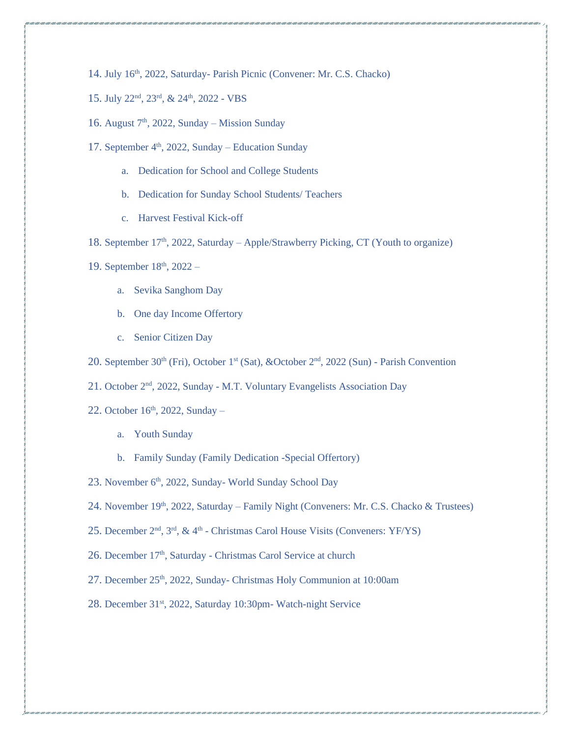14. July 16th, 2022, Saturday- Parish Picnic (Convener: Mr. C.S. Chacko)
15. July 22nd, 23rd, & 24th, 2022 - VBS
16. August 7th, 2022, Sunday – Mission Sunday
17. September 4th, 2022, Sunday – Education Sunday
    a. Dedication for School and College Students
    b. Dedication for Sunday School Students/ Teachers
    c. Harvest Festival Kick-off
18. September 17th, 2022, Saturday – Apple/Strawberry Picking, CT (Youth to organize)
19. September 18th, 2022 –
    a. Sevika Sanghom Day
    b. One day Income Offertory
    c. Senior Citizen Day
20. September 30th (Fri), October 1st (Sat), &October 2nd, 2022 (Sun) - Parish Convention
21. October 2nd, 2022, Sunday - M.T. Voluntary Evangelists Association Day
22. October 16th, 2022, Sunday –
    a. Youth Sunday
    b. Family Sunday (Family Dedication -Special Offertory)
23. November 6th, 2022, Sunday- World Sunday School Day
24. November 19th, 2022, Saturday – Family Night (Conveners: Mr. C.S. Chacko & Trustees)
25. December 2nd, 3rd, & 4th - Christmas Carol House Visits (Conveners: YF/YS)
26. December 17th, Saturday - Christmas Carol Service at church
27. December 25th, 2022, Sunday- Christmas Holy Communion at 10:00am
28. December 31st, 2022, Saturday 10:30pm- Watch-night Service